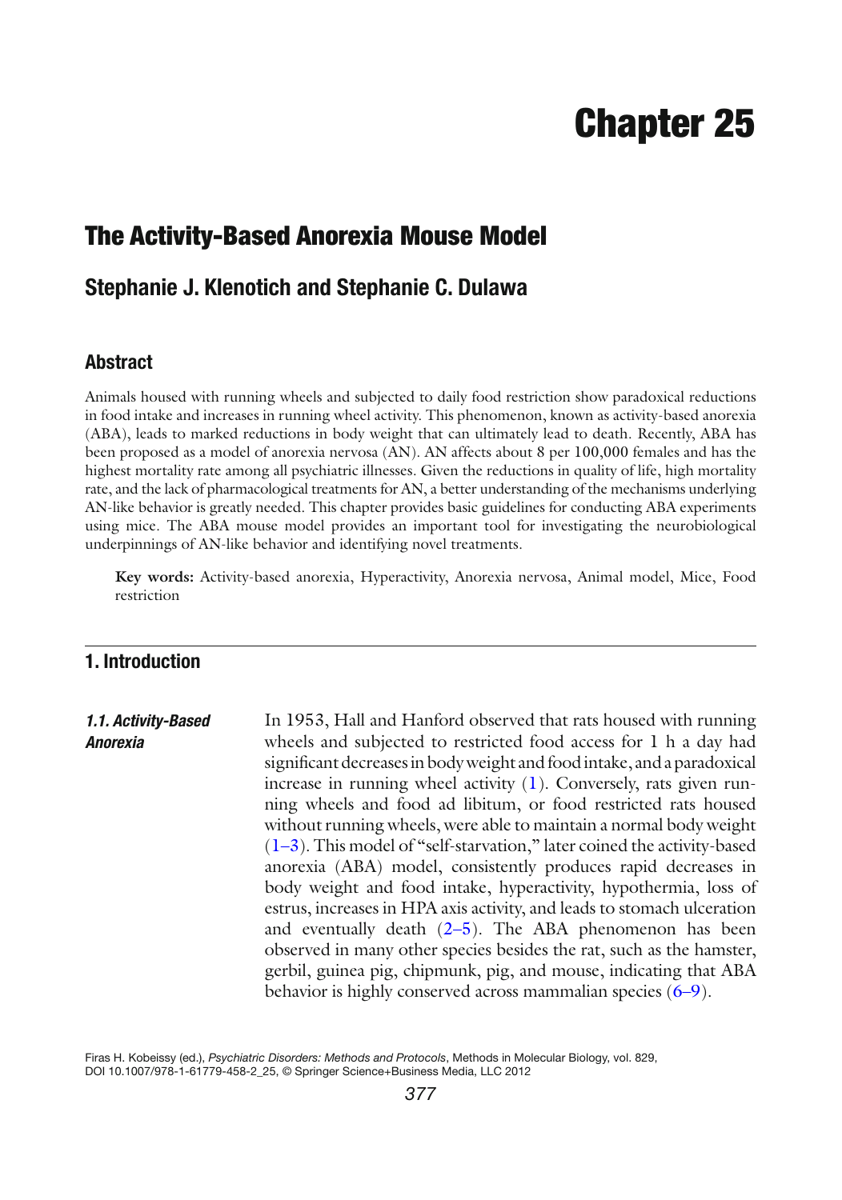# Chapter 25

## The Activity-Based Anorexia Mouse Model

### Stephanie J. Klenotich and Stephanie C. Dulawa

### Abstract

Animals housed with running wheels and subjected to daily food restriction show paradoxical reductions in food intake and increases in running wheel activity. This phenomenon, known as activity-based anorexia (ABA), leads to marked reductions in body weight that can ultimately lead to death. Recently, ABA has been proposed as a model of anorexia nervosa (AN). AN affects about 8 per 100,000 females and has the highest mortality rate among all psychiatric illnesses. Given the reductions in quality of life, high mortality rate, and the lack of pharmacological treatments for AN, a better understanding of the mechanisms underlying AN-like behavior is greatly needed. This chapter provides basic guidelines for conducting ABA experiments using mice. The ABA mouse model provides an important tool for investigating the neurobiological underpinnings of AN-like behavior and identifying novel treatments.

**Key words:** Activity-based anorexia, Hyperactivity, Anorexia nervosa, Animal model, Mice, Food restriction

## 1. Introduction

### *1.1. Activity-Based Anorexia*

In 1953, Hall and Hanford observed that rats housed with running wheels and subjected to restricted food access for 1 h a day had significant decreases in body weight and food intake, and a paradoxical increase in running wheel activity (1). Conversely, rats given running wheels and food ad libitum, or food restricted rats housed without running wheels, were able to maintain a normal body weight (1–3). This model of "self-starvation," later coined the activity-based anorexia (ABA) model, consistently produces rapid decreases in body weight and food intake, hyperactivity, hypothermia, loss of estrus, increases in HPA axis activity, and leads to stomach ulceration and eventually death (2–5). The ABA phenomenon has been observed in many other species besides the rat, such as the hamster, gerbil, guinea pig, chipmunk, pig, and mouse, indicating that ABA behavior is highly conserved across mammalian species (6–9).

Firas H. Kobeissy (ed.), *Psychiatric Disorders: Methods and Protocols*, Methods in Molecular Biology, vol. 829, DOI 10.1007/978-1-61779-458-2_25, © Springer Science+Business Media, LLC 2012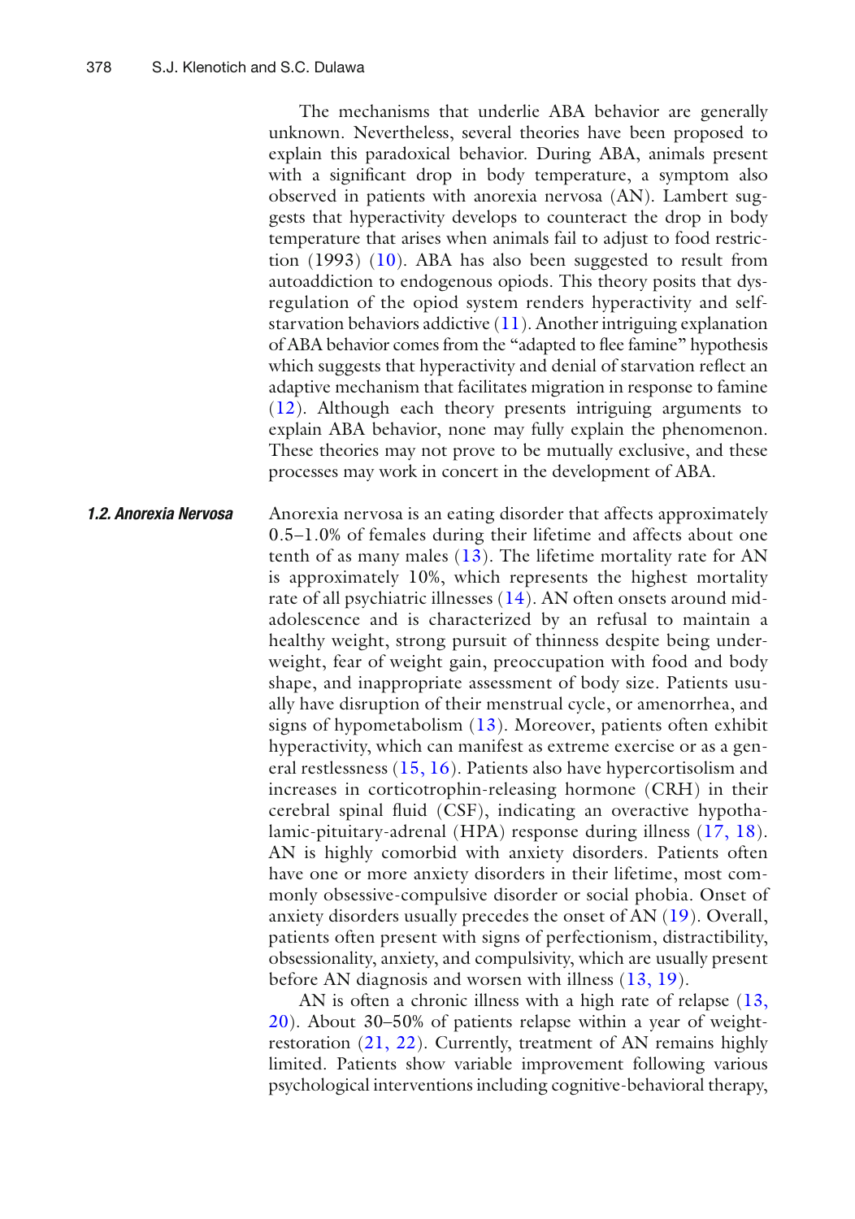The mechanisms that underlie ABA behavior are generally unknown. Nevertheless, several theories have been proposed to explain this paradoxical behavior. During ABA, animals present with a significant drop in body temperature, a symptom also observed in patients with anorexia nervosa (AN). Lambert suggests that hyperactivity develops to counteract the drop in body temperature that arises when animals fail to adjust to food restriction (1993) (10). ABA has also been suggested to result from autoaddiction to endogenous opiods. This theory posits that dysregulation of the opiod system renders hyperactivity and self-starvation behaviors addictive (11). Another intriguing explanation of ABA behavior comes from the "adapted to flee famine" hypothesis which suggests that hyperactivity and denial of starvation reflect an adaptive mechanism that facilitates migration in response to famine (12). Although each theory presents intriguing arguments to explain ABA behavior, none may fully explain the phenomenon. These theories may not prove to be mutually exclusive, and these processes may work in concert in the development of ABA.

### 1.2. Anorexia Nervosa

Anorexia nervosa is an eating disorder that affects approximately 0.5–1.0% of females during their lifetime and affects about one tenth of as many males (13). The lifetime mortality rate for AN is approximately 10%, which represents the highest mortality rate of all psychiatric illnesses (14). AN often onsets around mid-adolescence and is characterized by an refusal to maintain a healthy weight, strong pursuit of thinness despite being underweight, fear of weight gain, preoccupation with food and body shape, and inappropriate assessment of body size. Patients usually have disruption of their menstrual cycle, or amenorrhea, and signs of hypometabolism (13). Moreover, patients often exhibit hyperactivity, which can manifest as extreme exercise or as a general restlessness (15, 16). Patients also have hypercortisolism and increases in corticotrophin-releasing hormone (CRH) in their cerebral spinal fluid (CSF), indicating an overactive hypothalamic-pituitary-adrenal (HPA) response during illness (17, 18). AN is highly comorbid with anxiety disorders. Patients often have one or more anxiety disorders in their lifetime, most commonly obsessive-compulsive disorder or social phobia. Onset of anxiety disorders usually precedes the onset of AN (19). Overall, patients often present with signs of perfectionism, distractibility, obsessionality, anxiety, and compulsivity, which are usually present before AN diagnosis and worsen with illness (13, 19).

AN is often a chronic illness with a high rate of relapse (13, 20). About 30–50% of patients relapse within a year of weight-restoration (21, 22). Currently, treatment of AN remains highly limited. Patients show variable improvement following various psychological interventions including cognitive-behavioral therapy,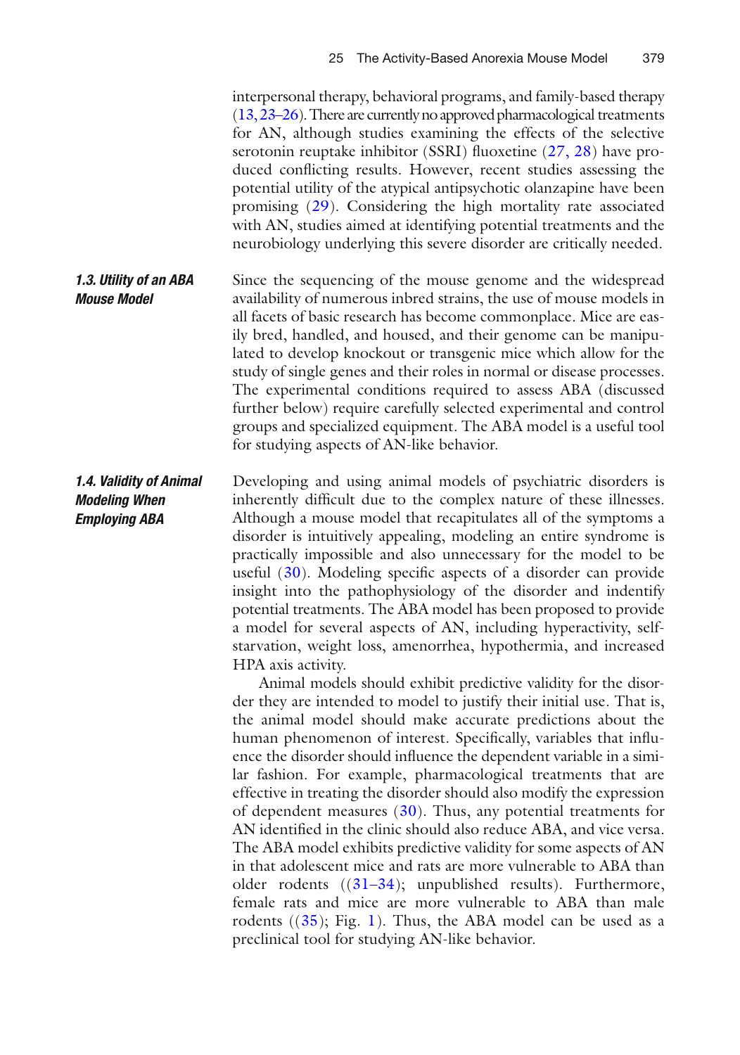interpersonal therapy, behavioral programs, and family-based therapy (13, 23–26). There are currently no approved pharmacological treatments for AN, although studies examining the effects of the selective serotonin reuptake inhibitor (SSRI) fluoxetine (27, 28) have produced conflicting results. However, recent studies assessing the potential utility of the atypical antipsychotic olanzapine have been promising (29). Considering the high mortality rate associated with AN, studies aimed at identifying potential treatments and the neurobiology underlying this severe disorder are critically needed.

### *1.3. Utility of an ABA Mouse Model*

Since the sequencing of the mouse genome and the widespread availability of numerous inbred strains, the use of mouse models in all facets of basic research has become commonplace. Mice are easily bred, handled, and housed, and their genome can be manipulated to develop knockout or transgenic mice which allow for the study of single genes and their roles in normal or disease processes. The experimental conditions required to assess ABA (discussed further below) require carefully selected experimental and control groups and specialized equipment. The ABA model is a useful tool for studying aspects of AN-like behavior.

### *1.4. Validity of Animal Modeling When Employing ABA*

Developing and using animal models of psychiatric disorders is inherently difficult due to the complex nature of these illnesses. Although a mouse model that recapitulates all of the symptoms a disorder is intuitively appealing, modeling an entire syndrome is practically impossible and also unnecessary for the model to be useful (30). Modeling specific aspects of a disorder can provide insight into the pathophysiology of the disorder and indentify potential treatments. The ABA model has been proposed to provide a model for several aspects of AN, including hyperactivity, self-starvation, weight loss, amenorrhea, hypothermia, and increased HPA axis activity.

Animal models should exhibit predictive validity for the disorder they are intended to model to justify their initial use. That is, the animal model should make accurate predictions about the human phenomenon of interest. Specifically, variables that influence the disorder should influence the dependent variable in a similar fashion. For example, pharmacological treatments that are effective in treating the disorder should also modify the expression of dependent measures (30). Thus, any potential treatments for AN identified in the clinic should also reduce ABA, and vice versa. The ABA model exhibits predictive validity for some aspects of AN in that adolescent mice and rats are more vulnerable to ABA than older rodents ((31–34); unpublished results). Furthermore, female rats and mice are more vulnerable to ABA than male rodents ((35); Fig. 1). Thus, the ABA model can be used as a preclinical tool for studying AN-like behavior.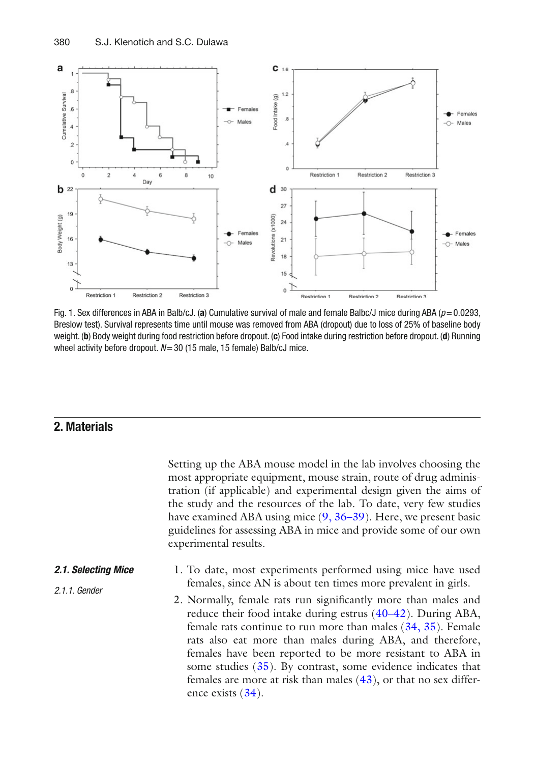Fig. 1. Sex differences in ABA in Balb/cJ. (**a**) Cumulative survival of male and female Balbc/J mice during ABA ($p = 0.0293$, Breslow test). Survival represents time until mouse was removed from ABA (dropout) due to loss of 25% of baseline body weight. (**b**) Body weight during food restriction before dropout. (**c**) Food intake during restriction before dropout. (**d**) Running wheel activity before dropout. $N = 30$ (15 male, 15 female) Balb/cJ mice.

## 2. Materials

Setting up the ABA mouse model in the lab involves choosing the most appropriate equipment, mouse strain, route of drug administration (if applicable) and experimental design given the aims of the study and the resources of the lab. To date, very few studies have examined ABA using mice (9, 36–39). Here, we present basic guidelines for assessing ABA in mice and provide some of our own experimental results.

### *2.1. Selecting Mice*

#### *2.1.1. Gender*

1. To date, most experiments performed using mice have used females, since AN is about ten times more prevalent in girls.
2. Normally, female rats run significantly more than males and reduce their food intake during estrus (40–42). During ABA, female rats continue to run more than males (34, 35). Female rats also eat more than males during ABA, and therefore, females have been reported to be more resistant to ABA in some studies (35). By contrast, some evidence indicates that females are more at risk than males (43), or that no sex difference exists (34).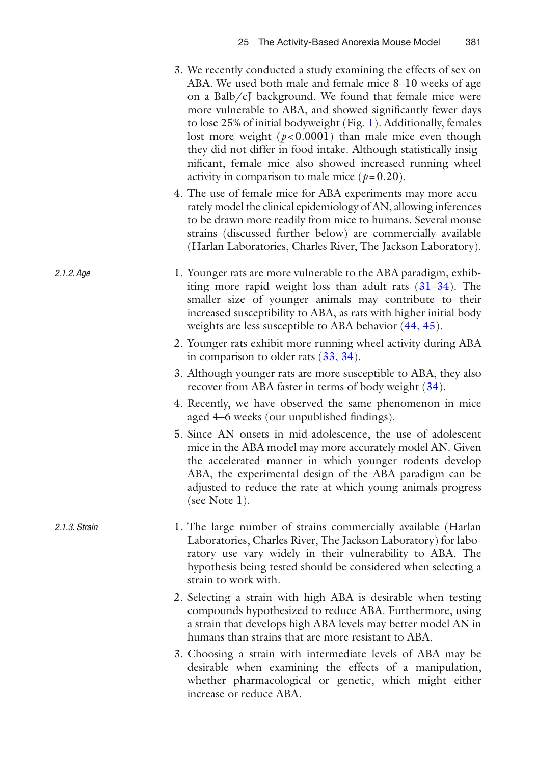3. We recently conducted a study examining the effects of sex on ABA. We used both male and female mice 8–10 weeks of age on a Balb/cJ background. We found that female mice were more vulnerable to ABA, and showed significantly fewer days to lose 25% of initial bodyweight (Fig. 1). Additionally, females lost more weight ($p < 0.0001$) than male mice even though they did not differ in food intake. Although statistically insignificant, female mice also showed increased running wheel activity in comparison to male mice ($p = 0.20$).
4. The use of female mice for ABA experiments may more accurately model the clinical epidemiology of AN, allowing inferences to be drawn more readily from mice to humans. Several mouse strains (discussed further below) are commercially available (Harlan Laboratories, Charles River, The Jackson Laboratory).

#### 2.1.2. Age

1. Younger rats are more vulnerable to the ABA paradigm, exhibiting more rapid weight loss than adult rats (31–34). The smaller size of younger animals may contribute to their increased susceptibility to ABA, as rats with higher initial body weights are less susceptible to ABA behavior (44, 45).
2. Younger rats exhibit more running wheel activity during ABA in comparison to older rats (33, 34).
3. Although younger rats are more susceptible to ABA, they also recover from ABA faster in terms of body weight (34).
4. Recently, we have observed the same phenomenon in mice aged 4–6 weeks (our unpublished findings).
5. Since AN onsets in mid-adolescence, the use of adolescent mice in the ABA model may more accurately model AN. Given the accelerated manner in which younger rodents develop ABA, the experimental design of the ABA paradigm can be adjusted to reduce the rate at which young animals progress (see Note 1).

#### 2.1.3. Strain

1. The large number of strains commercially available (Harlan Laboratories, Charles River, The Jackson Laboratory) for laboratory use vary widely in their vulnerability to ABA. The hypothesis being tested should be considered when selecting a strain to work with.
2. Selecting a strain with high ABA is desirable when testing compounds hypothesized to reduce ABA. Furthermore, using a strain that develops high ABA levels may better model AN in humans than strains that are more resistant to ABA.
3. Choosing a strain with intermediate levels of ABA may be desirable when examining the effects of a manipulation, whether pharmacological or genetic, which might either increase or reduce ABA.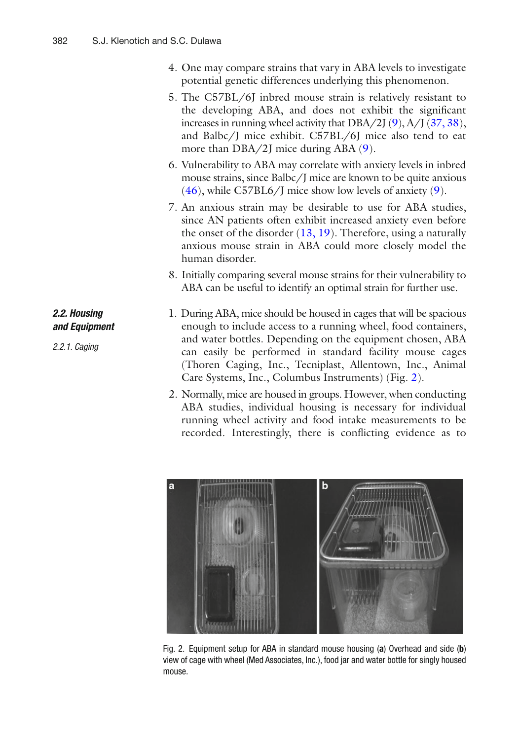4. One may compare strains that vary in ABA levels to investigate potential genetic differences underlying this phenomenon.
5. The C57BL/6J inbred mouse strain is relatively resistant to the developing ABA, and does not exhibit the significant increases in running wheel activity that DBA/2J (9), A/J (37, 38), and Balbc/J mice exhibit. C57BL/6J mice also tend to eat more than DBA/2J mice during ABA (9).
6. Vulnerability to ABA may correlate with anxiety levels in inbred mouse strains, since Balbc/J mice are known to be quite anxious (46), while C57BL6/J mice show low levels of anxiety (9).
7. An anxious strain may be desirable to use for ABA studies, since AN patients often exhibit increased anxiety even before the onset of the disorder (13, 19). Therefore, using a naturally anxious mouse strain in ABA could more closely model the human disorder.
8. Initially comparing several mouse strains for their vulnerability to ABA can be useful to identify an optimal strain for further use.

## 2.2. Housing and Equipment

### 2.2.1. Caging

1. During ABA, mice should be housed in cages that will be spacious enough to include access to a running wheel, food containers, and water bottles. Depending on the equipment chosen, ABA can easily be performed in standard facility mouse cages (Thoren Caging, Inc., Tecniplast, Allentown, Inc., Animal Care Systems, Inc., Columbus Instruments) (Fig. 2).
2. Normally, mice are housed in groups. However, when conducting ABA studies, individual housing is necessary for individual running wheel activity and food intake measurements to be recorded. Interestingly, there is conflicting evidence as to

Fig. 2. Equipment setup for ABA in standard mouse housing (**a**) Overhead and side (**b**) view of cage with wheel (Med Associates, Inc.), food jar and water bottle for singly housed mouse.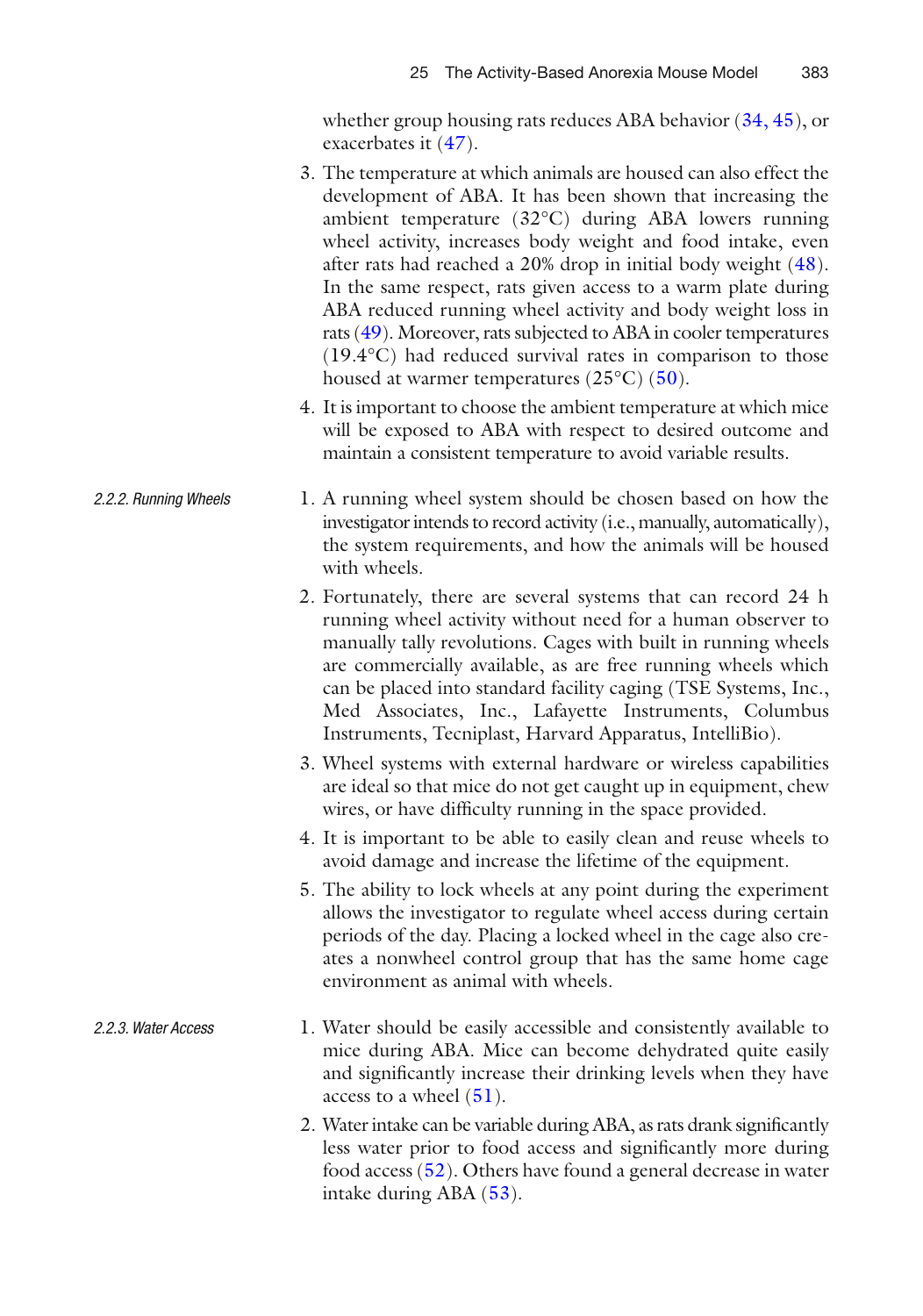whether group housing rats reduces ABA behavior (34, 45), or exacerbates it (47).

3. The temperature at which animals are housed can also effect the development of ABA. It has been shown that increasing the ambient temperature (32°C) during ABA lowers running wheel activity, increases body weight and food intake, even after rats had reached a 20% drop in initial body weight (48). In the same respect, rats given access to a warm plate during ABA reduced running wheel activity and body weight loss in rats (49). Moreover, rats subjected to ABA in cooler temperatures (19.4°C) had reduced survival rates in comparison to those housed at warmer temperatures (25°C) (50).

4. It is important to choose the ambient temperature at which mice will be exposed to ABA with respect to desired outcome and maintain a consistent temperature to avoid variable results.

#### 2.2.2. Running Wheels

1. A running wheel system should be chosen based on how the investigator intends to record activity (i.e., manually, automatically), the system requirements, and how the animals will be housed with wheels.

2. Fortunately, there are several systems that can record 24 h running wheel activity without need for a human observer to manually tally revolutions. Cages with built in running wheels are commercially available, as are free running wheels which can be placed into standard facility caging (TSE Systems, Inc., Med Associates, Inc., Lafayette Instruments, Columbus Instruments, Tecniplast, Harvard Apparatus, IntelliBio).

3. Wheel systems with external hardware or wireless capabilities are ideal so that mice do not get caught up in equipment, chew wires, or have difficulty running in the space provided.

4. It is important to be able to easily clean and reuse wheels to avoid damage and increase the lifetime of the equipment.

5. The ability to lock wheels at any point during the experiment allows the investigator to regulate wheel access during certain periods of the day. Placing a locked wheel in the cage also creates a nonwheel control group that has the same home cage environment as animal with wheels.

#### 2.2.3. Water Access

1. Water should be easily accessible and consistently available to mice during ABA. Mice can become dehydrated quite easily and significantly increase their drinking levels when they have access to a wheel (51).

2. Water intake can be variable during ABA, as rats drank significantly less water prior to food access and significantly more during food access (52). Others have found a general decrease in water intake during ABA (53).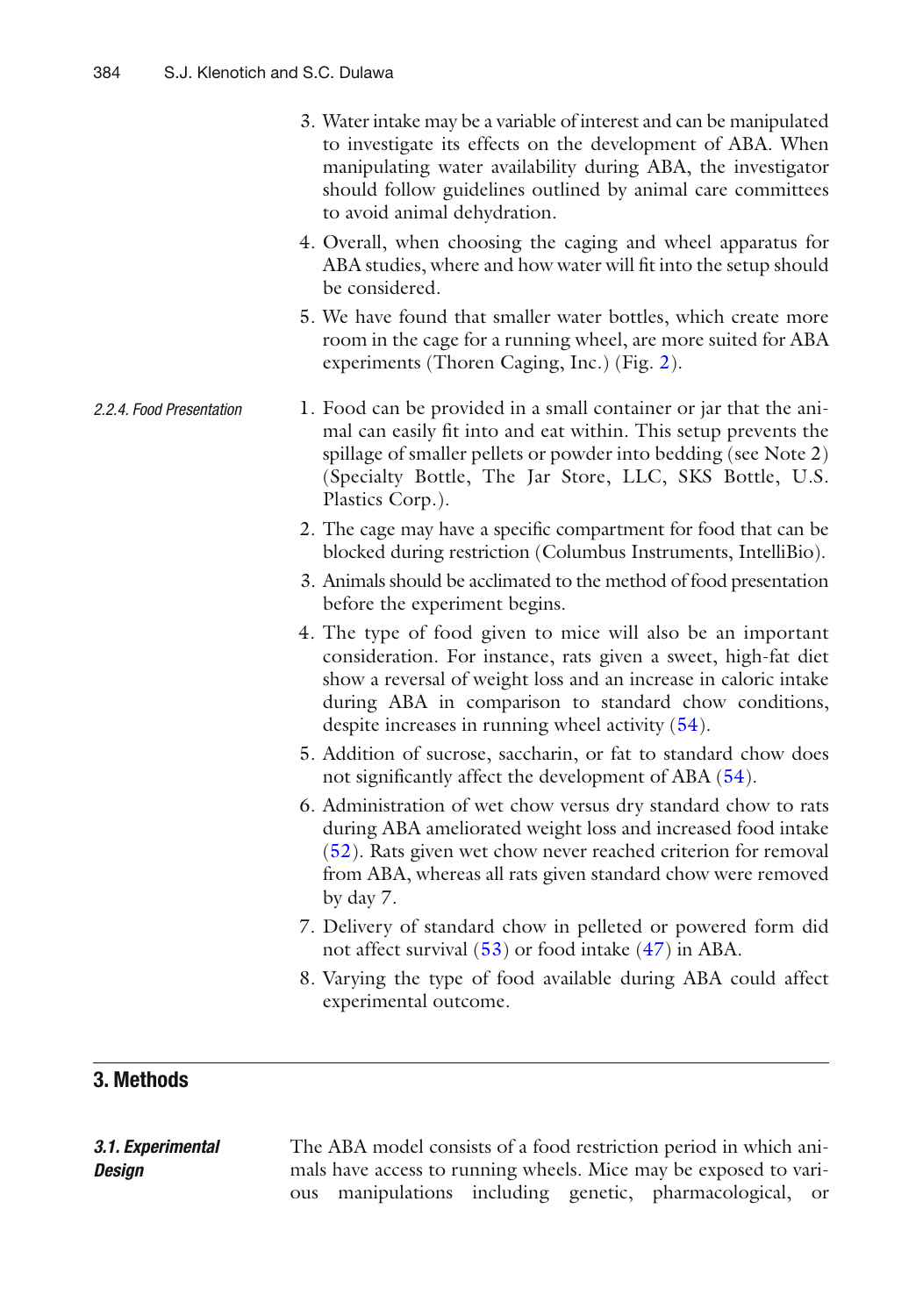3. Water intake may be a variable of interest and can be manipulated to investigate its effects on the development of ABA. When manipulating water availability during ABA, the investigator should follow guidelines outlined by animal care committees to avoid animal dehydration.
4. Overall, when choosing the caging and wheel apparatus for ABA studies, where and how water will fit into the setup should be considered.
5. We have found that smaller water bottles, which create more room in the cage for a running wheel, are more suited for ABA experiments (Thoren Caging, Inc.) (Fig. 2).

#### *2.2.4. Food Presentation*

1. Food can be provided in a small container or jar that the animal can easily fit into and eat within. This setup prevents the spillage of smaller pellets or powder into bedding (see Note 2) (Specialty Bottle, The Jar Store, LLC, SKS Bottle, U.S. Plastics Corp.).
2. The cage may have a specific compartment for food that can be blocked during restriction (Columbus Instruments, IntelliBio).
3. Animals should be acclimated to the method of food presentation before the experiment begins.
4. The type of food given to mice will also be an important consideration. For instance, rats given a sweet, high-fat diet show a reversal of weight loss and an increase in caloric intake during ABA in comparison to standard chow conditions, despite increases in running wheel activity (54).
5. Addition of sucrose, saccharin, or fat to standard chow does not significantly affect the development of ABA (54).
6. Administration of wet chow versus dry standard chow to rats during ABA ameliorated weight loss and increased food intake (52). Rats given wet chow never reached criterion for removal from ABA, whereas all rats given standard chow were removed by day 7.
7. Delivery of standard chow in pelleted or powered form did not affect survival (53) or food intake (47) in ABA.
8. Varying the type of food available during ABA could affect experimental outcome.

## 3. Methods

### *3.1. Experimental Design*

The ABA model consists of a food restriction period in which animals have access to running wheels. Mice may be exposed to various manipulations including genetic, pharmacological, or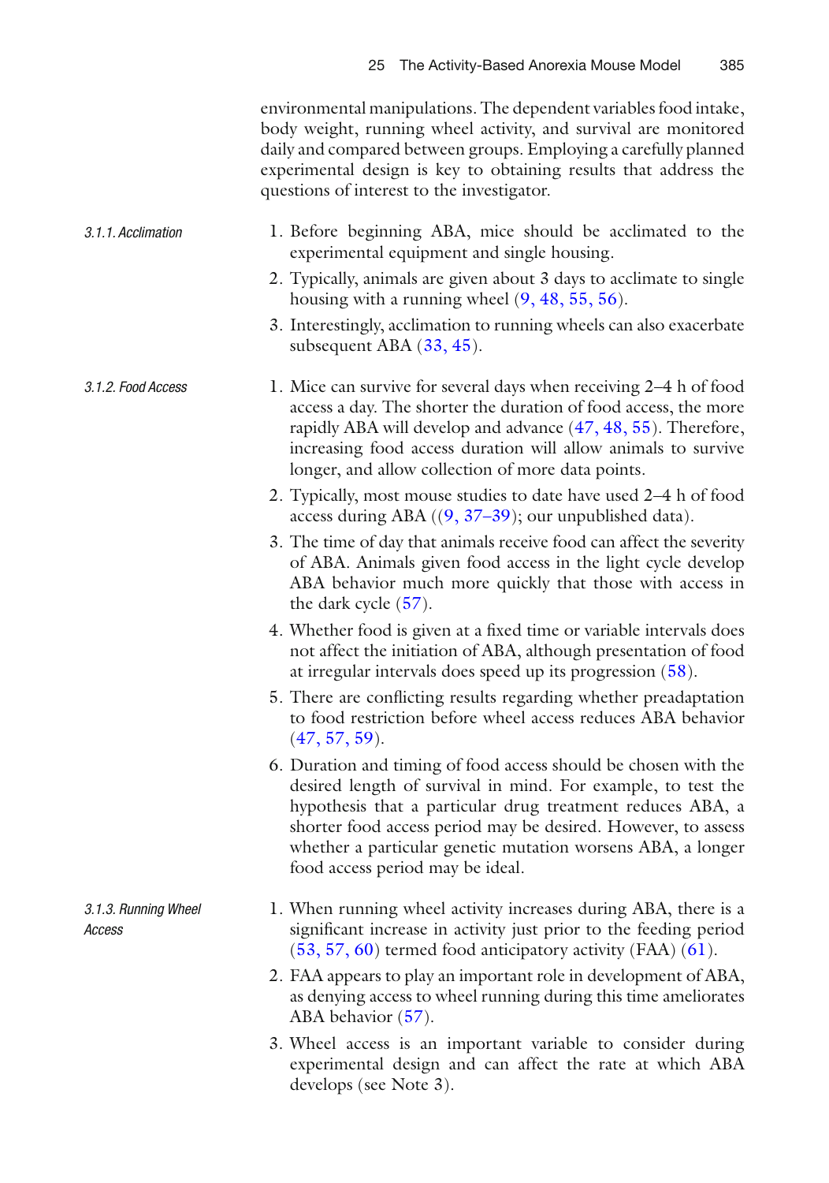environmental manipulations. The dependent variables food intake, body weight, running wheel activity, and survival are monitored daily and compared between groups. Employing a carefully planned experimental design is key to obtaining results that address the questions of interest to the investigator.

#### *3.1.1. Acclimation*

1. Before beginning ABA, mice should be acclimated to the experimental equipment and single housing.
2. Typically, animals are given about 3 days to acclimate to single housing with a running wheel (9, 48, 55, 56).
3. Interestingly, acclimation to running wheels can also exacerbate subsequent ABA (33, 45).

#### *3.1.2. Food Access*

1. Mice can survive for several days when receiving 2–4 h of food access a day. The shorter the duration of food access, the more rapidly ABA will develop and advance (47, 48, 55). Therefore, increasing food access duration will allow animals to survive longer, and allow collection of more data points.
2. Typically, most mouse studies to date have used 2–4 h of food access during ABA ((9, 37–39); our unpublished data).
3. The time of day that animals receive food can affect the severity of ABA. Animals given food access in the light cycle develop ABA behavior much more quickly that those with access in the dark cycle (57).
4. Whether food is given at a fixed time or variable intervals does not affect the initiation of ABA, although presentation of food at irregular intervals does speed up its progression (58).
5. There are conflicting results regarding whether preadaptation to food restriction before wheel access reduces ABA behavior (47, 57, 59).
6. Duration and timing of food access should be chosen with the desired length of survival in mind. For example, to test the hypothesis that a particular drug treatment reduces ABA, a shorter food access period may be desired. However, to assess whether a particular genetic mutation worsens ABA, a longer food access period may be ideal.

#### *3.1.3. Running Wheel Access*

1. When running wheel activity increases during ABA, there is a significant increase in activity just prior to the feeding period (53, 57, 60) termed food anticipatory activity (FAA) (61).
2. FAA appears to play an important role in development of ABA, as denying access to wheel running during this time ameliorates ABA behavior (57).
3. Wheel access is an important variable to consider during experimental design and can affect the rate at which ABA develops (see Note 3).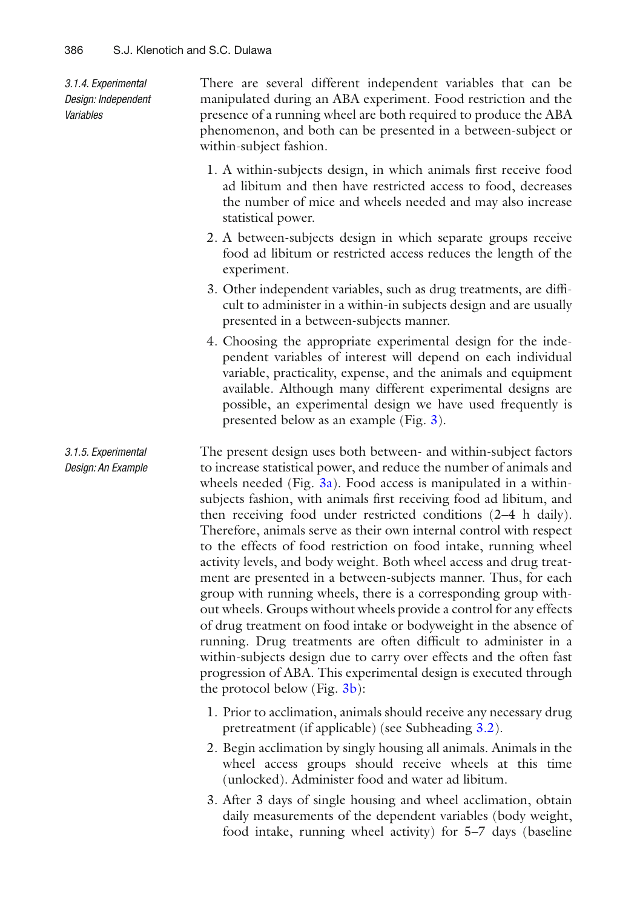#### 3.1.4. Experimental Design: Independent Variables

There are several different independent variables that can be manipulated during an ABA experiment. Food restriction and the presence of a running wheel are both required to produce the ABA phenomenon, and both can be presented in a between-subject or within-subject fashion.

1. A within-subjects design, in which animals first receive food ad libitum and then have restricted access to food, decreases the number of mice and wheels needed and may also increase statistical power.
2. A between-subjects design in which separate groups receive food ad libitum or restricted access reduces the length of the experiment.
3. Other independent variables, such as drug treatments, are difficult to administer in a within-in subjects design and are usually presented in a between-subjects manner.
4. Choosing the appropriate experimental design for the independent variables of interest will depend on each individual variable, practicality, expense, and the animals and equipment available. Although many different experimental designs are possible, an experimental design we have used frequently is presented below as an example (Fig. 3).

#### 3.1.5. Experimental Design: An Example

The present design uses both between- and within-subject factors to increase statistical power, and reduce the number of animals and wheels needed (Fig. 3a). Food access is manipulated in a within-subjects fashion, with animals first receiving food ad libitum, and then receiving food under restricted conditions (2–4 h daily). Therefore, animals serve as their own internal control with respect to the effects of food restriction on food intake, running wheel activity levels, and body weight. Both wheel access and drug treatment are presented in a between-subjects manner. Thus, for each group with running wheels, there is a corresponding group without wheels. Groups without wheels provide a control for any effects of drug treatment on food intake or bodyweight in the absence of running. Drug treatments are often difficult to administer in a within-subjects design due to carry over effects and the often fast progression of ABA. This experimental design is executed through the protocol below (Fig. 3b):

1. Prior to acclimation, animals should receive any necessary drug pretreatment (if applicable) (see Subheading 3.2).
2. Begin acclimation by singly housing all animals. Animals in the wheel access groups should receive wheels at this time (unlocked). Administer food and water ad libitum.
3. After 3 days of single housing and wheel acclimation, obtain daily measurements of the dependent variables (body weight, food intake, running wheel activity) for 5–7 days (baseline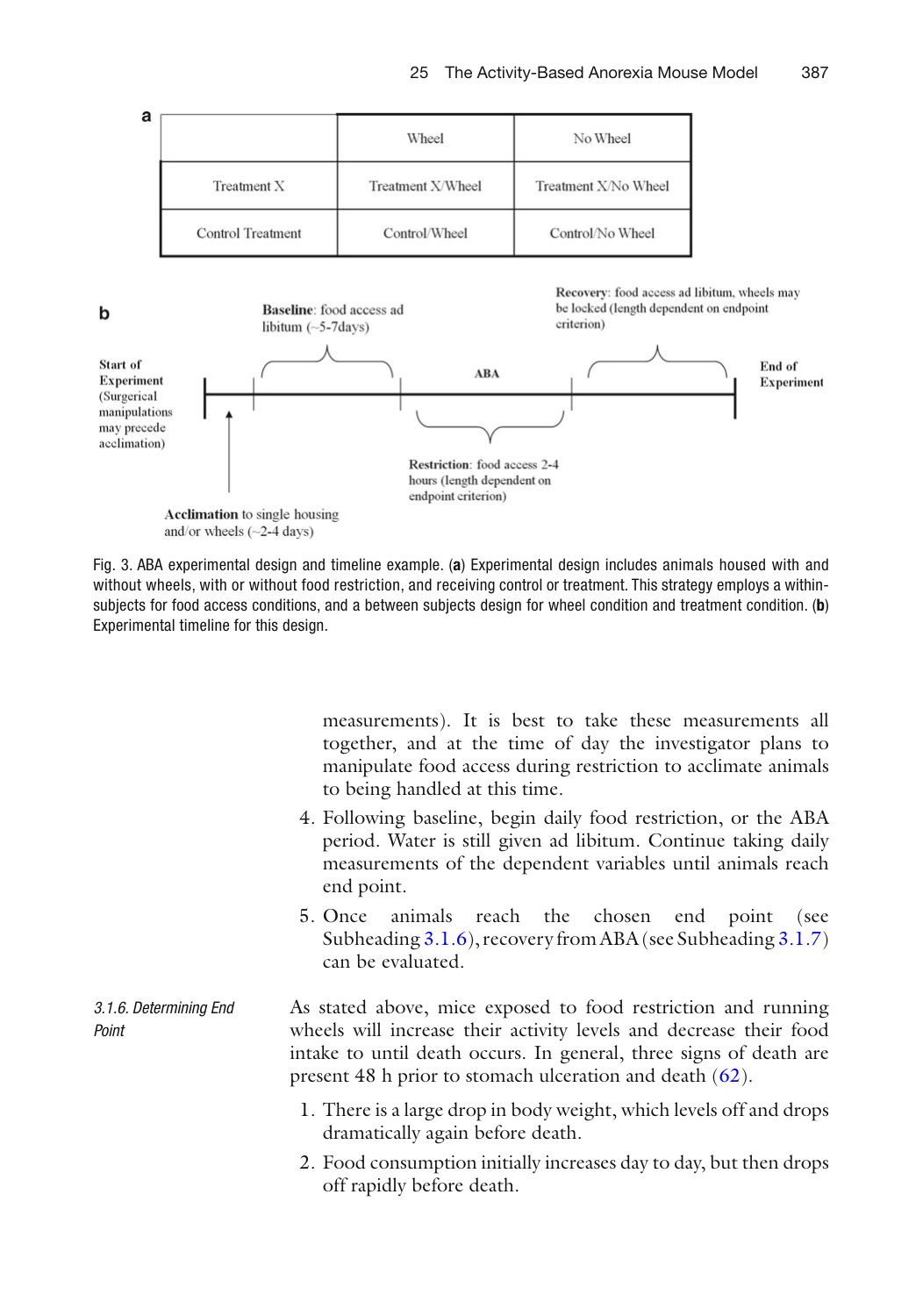| a | Wheel | No Wheel |
|---|---|---|
| Treatment X | Treatment X/Wheel | Treatment X/No Wheel |
| Control Treatment | Control/Wheel | Control/No Wheel |

**b**

Start of Experiment (Surgical manipulations may precede acclimation)

**Acclimation** to single housing and/or wheels (~2-4 days)

**Baseline**: food access ad libitum (~5-7days)

ABA

**Restriction**: food access 2-4 hours (length dependent on endpoint criterion)

**Recovery**: food access ad libitum, wheels may be locked (length dependent on endpoint criterion)

End of Experiment

Fig. 3. ABA experimental design and timeline example. (**a**) Experimental design includes animals housed with and without wheels, with or without food restriction, and receiving control or treatment. This strategy employs a within-subjects for food access conditions, and a between subjects design for wheel condition and treatment condition. (**b**) Experimental timeline for this design.

measurements). It is best to take these measurements all together, and at the time of day the investigator plans to manipulate food access during restriction to acclimate animals to being handled at this time.

4. Following baseline, begin daily food restriction, or the ABA period. Water is still given ad libitum. Continue taking daily measurements of the dependent variables until animals reach end point.
5. Once animals reach the chosen end point (see Subheading 3.1.6), recovery from ABA (see Subheading 3.1.7) can be evaluated.

*3.1.6. Determining End Point*

As stated above, mice exposed to food restriction and running wheels will increase their activity levels and decrease their food intake to until death occurs. In general, three signs of death are present 48 h prior to stomach ulceration and death (62).

1. There is a large drop in body weight, which levels off and drops dramatically again before death.
2. Food consumption initially increases day to day, but then drops off rapidly before death.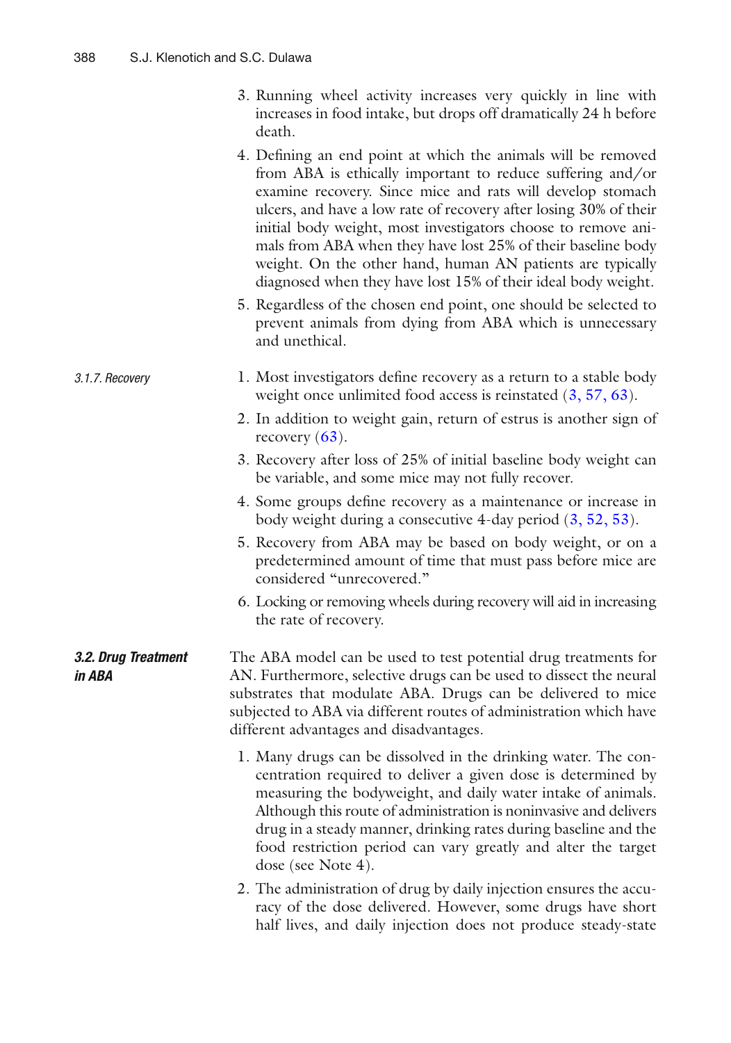3. Running wheel activity increases very quickly in line with increases in food intake, but drops off dramatically 24 h before death.
4. Defining an end point at which the animals will be removed from ABA is ethically important to reduce suffering and/or examine recovery. Since mice and rats will develop stomach ulcers, and have a low rate of recovery after losing 30% of their initial body weight, most investigators choose to remove animals from ABA when they have lost 25% of their baseline body weight. On the other hand, human AN patients are typically diagnosed when they have lost 15% of their ideal body weight.
5. Regardless of the chosen end point, one should be selected to prevent animals from dying from ABA which is unnecessary and unethical.

#### 3.1.7. Recovery

1. Most investigators define recovery as a return to a stable body weight once unlimited food access is reinstated (3, 57, 63).
2. In addition to weight gain, return of estrus is another sign of recovery (63).
3. Recovery after loss of 25% of initial baseline body weight can be variable, and some mice may not fully recover.
4. Some groups define recovery as a maintenance or increase in body weight during a consecutive 4-day period (3, 52, 53).
5. Recovery from ABA may be based on body weight, or on a predetermined amount of time that must pass before mice are considered "unrecovered."
6. Locking or removing wheels during recovery will aid in increasing the rate of recovery.

### 3.2. Drug Treatment in ABA

The ABA model can be used to test potential drug treatments for AN. Furthermore, selective drugs can be used to dissect the neural substrates that modulate ABA. Drugs can be delivered to mice subjected to ABA via different routes of administration which have different advantages and disadvantages.

1. Many drugs can be dissolved in the drinking water. The concentration required to deliver a given dose is determined by measuring the bodyweight, and daily water intake of animals. Although this route of administration is noninvasive and delivers drug in a steady manner, drinking rates during baseline and the food restriction period can vary greatly and alter the target dose (see Note 4).
2. The administration of drug by daily injection ensures the accuracy of the dose delivered. However, some drugs have short half lives, and daily injection does not produce steady-state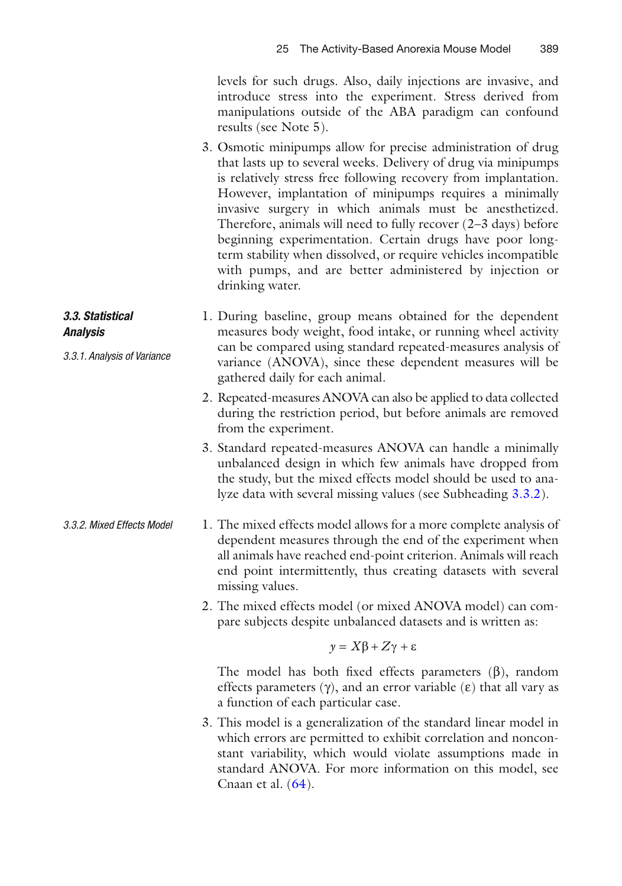levels for such drugs. Also, daily injections are invasive, and introduce stress into the experiment. Stress derived from manipulations outside of the ABA paradigm can confound results (see Note 5).

3. Osmotic minipumps allow for precise administration of drug that lasts up to several weeks. Delivery of drug via minipumps is relatively stress free following recovery from implantation. However, implantation of minipumps requires a minimally invasive surgery in which animals must be anesthetized. Therefore, animals will need to fully recover (2–3 days) before beginning experimentation. Certain drugs have poor long-term stability when dissolved, or require vehicles incompatible with pumps, and are better administered by injection or drinking water.

### *3.3. Statistical Analysis*

#### *3.3.1. Analysis of Variance*

1. During baseline, group means obtained for the dependent measures body weight, food intake, or running wheel activity can be compared using standard repeated-measures analysis of variance (ANOVA), since these dependent measures will be gathered daily for each animal.

2. Repeated-measures ANOVA can also be applied to data collected during the restriction period, but before animals are removed from the experiment.

3. Standard repeated-measures ANOVA can handle a minimally unbalanced design in which few animals have dropped from the study, but the mixed effects model should be used to analyze data with several missing values (see Subheading 3.3.2).

#### *3.3.2. Mixed Effects Model*

1. The mixed effects model allows for a more complete analysis of dependent measures through the end of the experiment when all animals have reached end-point criterion. Animals will reach end point intermittently, thus creating datasets with several missing values.

2. The mixed effects model (or mixed ANOVA model) can compare subjects despite unbalanced datasets and is written as:

$$y = X\beta + Z\gamma + \varepsilon$$

The model has both fixed effects parameters ($\beta$), random effects parameters ($\gamma$), and an error variable ($\varepsilon$) that all vary as a function of each particular case.

3. This model is a generalization of the standard linear model in which errors are permitted to exhibit correlation and nonconstant variability, which would violate assumptions made in standard ANOVA. For more information on this model, see Cnaan et al. (64).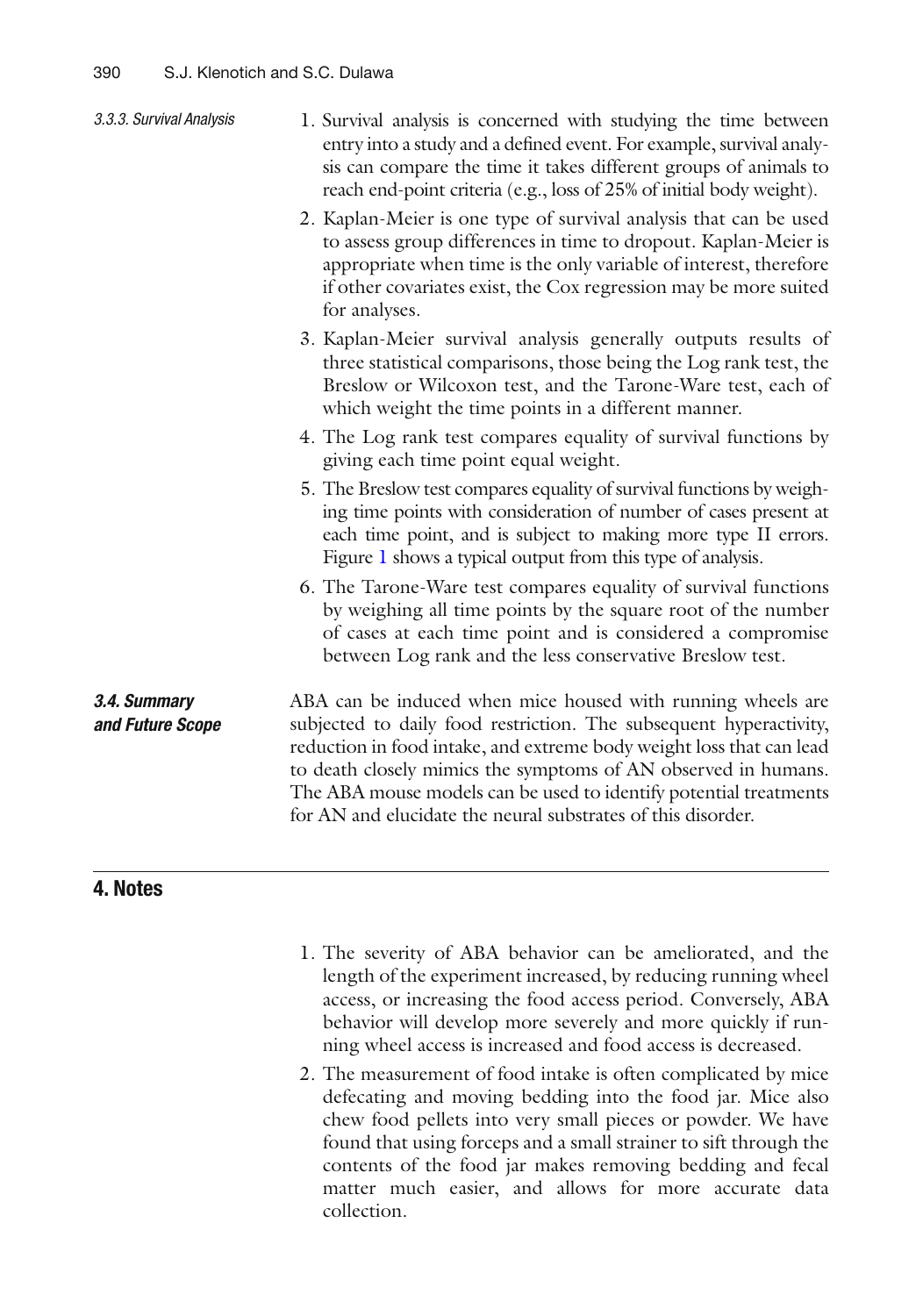#### 3.3.3. Survival Analysis

1. Survival analysis is concerned with studying the time between entry into a study and a defined event. For example, survival analysis can compare the time it takes different groups of animals to reach end-point criteria (e.g., loss of 25% of initial body weight).
2. Kaplan-Meier is one type of survival analysis that can be used to assess group differences in time to dropout. Kaplan-Meier is appropriate when time is the only variable of interest, therefore if other covariates exist, the Cox regression may be more suited for analyses.
3. Kaplan-Meier survival analysis generally outputs results of three statistical comparisons, those being the Log rank test, the Breslow or Wilcoxon test, and the Tarone-Ware test, each of which weight the time points in a different manner.
4. The Log rank test compares equality of survival functions by giving each time point equal weight.
5. The Breslow test compares equality of survival functions by weighing time points with consideration of number of cases present at each time point, and is subject to making more type II errors. Figure 1 shows a typical output from this type of analysis.
6. The Tarone-Ware test compares equality of survival functions by weighing all time points by the square root of the number of cases at each time point and is considered a compromise between Log rank and the less conservative Breslow test.

### 3.4. Summary and Future Scope

ABA can be induced when mice housed with running wheels are subjected to daily food restriction. The subsequent hyperactivity, reduction in food intake, and extreme body weight loss that can lead to death closely mimics the symptoms of AN observed in humans. The ABA mouse models can be used to identify potential treatments for AN and elucidate the neural substrates of this disorder.

## 4. Notes

1. The severity of ABA behavior can be ameliorated, and the length of the experiment increased, by reducing running wheel access, or increasing the food access period. Conversely, ABA behavior will develop more severely and more quickly if running wheel access is increased and food access is decreased.
2. The measurement of food intake is often complicated by mice defecating and moving bedding into the food jar. Mice also chew food pellets into very small pieces or powder. We have found that using forceps and a small strainer to sift through the contents of the food jar makes removing bedding and fecal matter much easier, and allows for more accurate data collection.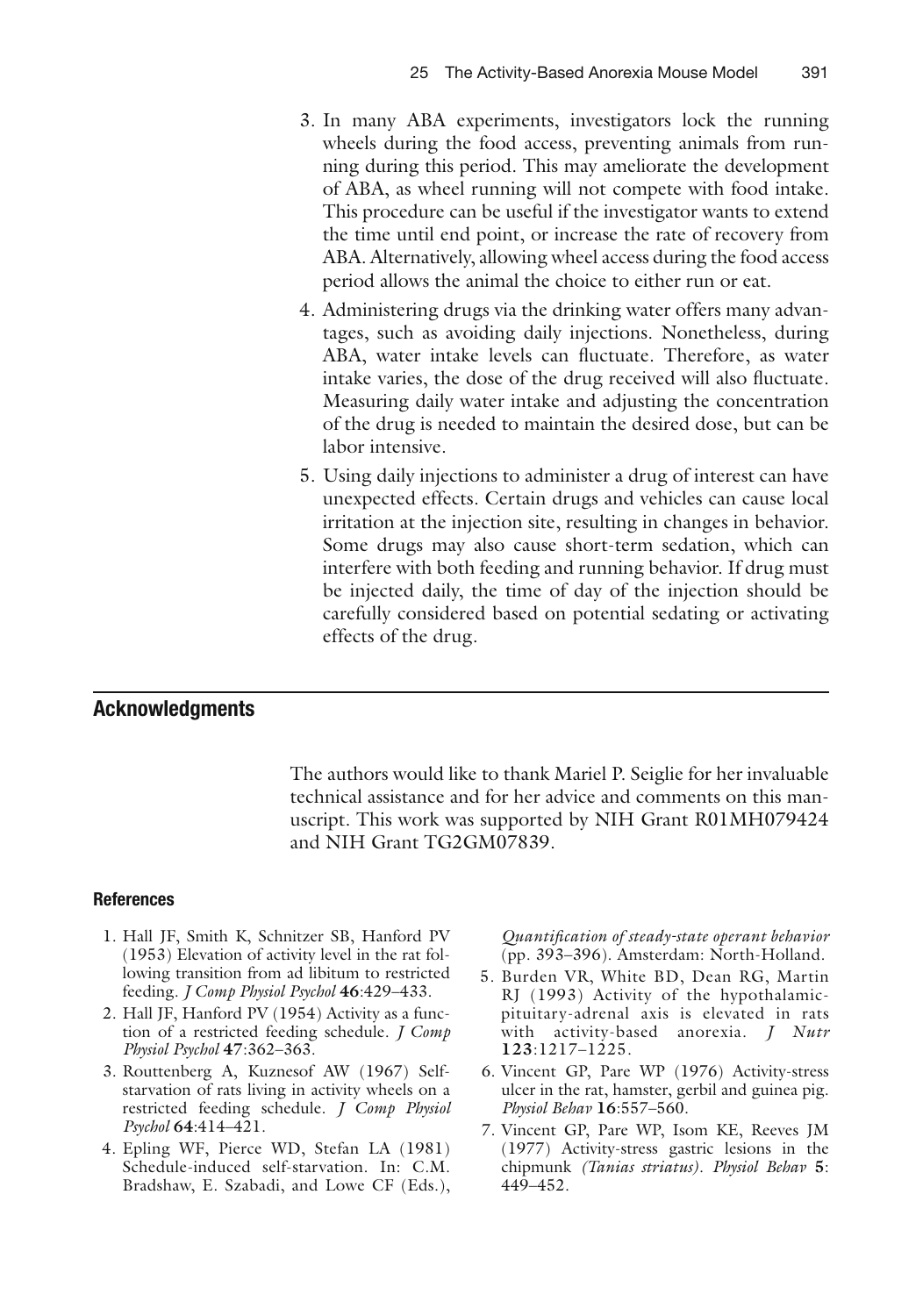3. In many ABA experiments, investigators lock the running wheels during the food access, preventing animals from running during this period. This may ameliorate the development of ABA, as wheel running will not compete with food intake. This procedure can be useful if the investigator wants to extend the time until end point, or increase the rate of recovery from ABA. Alternatively, allowing wheel access during the food access period allows the animal the choice to either run or eat.
4. Administering drugs via the drinking water offers many advantages, such as avoiding daily injections. Nonetheless, during ABA, water intake levels can fluctuate. Therefore, as water intake varies, the dose of the drug received will also fluctuate. Measuring daily water intake and adjusting the concentration of the drug is needed to maintain the desired dose, but can be labor intensive.
5. Using daily injections to administer a drug of interest can have unexpected effects. Certain drugs and vehicles can cause local irritation at the injection site, resulting in changes in behavior. Some drugs may also cause short-term sedation, which can interfere with both feeding and running behavior. If drug must be injected daily, the time of day of the injection should be carefully considered based on potential sedating or activating effects of the drug.

## Acknowledgments

The authors would like to thank Mariel P. Seiglie for her invaluable technical assistance and for her advice and comments on this manuscript. This work was supported by NIH Grant R01MH079424 and NIH Grant TG2GM07839.

### References

1. Hall JF, Smith K, Schnitzer SB, Hanford PV (1953) Elevation of activity level in the rat following transition from ad libitum to restricted feeding. *J Comp Physiol Psychol* **46**:429–433.
2. Hall JF, Hanford PV (1954) Activity as a function of a restricted feeding schedule. *J Comp Physiol Psychol* **47**:362–363.
3. Routtenberg A, Kuznesof AW (1967) Self-starvation of rats living in activity wheels on a restricted feeding schedule. *J Comp Physiol Psychol* **64**:414–421.
4. Epling WF, Pierce WD, Stefan LA (1981) Schedule-induced self-starvation. In: C.M. Bradshaw, E. Szabadi, and Lowe CF (Eds.), *Quantification of steady-state operant behavior* (pp. 393–396). Amsterdam: North-Holland.
5. Burden VR, White BD, Dean RG, Martin RJ (1993) Activity of the hypothalamic-pituitary-adrenal axis is elevated in rats with activity-based anorexia. *J Nutr* **123**:1217–1225.
6. Vincent GP, Pare WP (1976) Activity-stress ulcer in the rat, hamster, gerbil and guinea pig. *Physiol Behav* **16**:557–560.
7. Vincent GP, Pare WP, Isom KE, Reeves JM (1977) Activity-stress gastric lesions in the chipmunk *(Tanias striatus)*. *Physiol Behav* **5**: 449–452.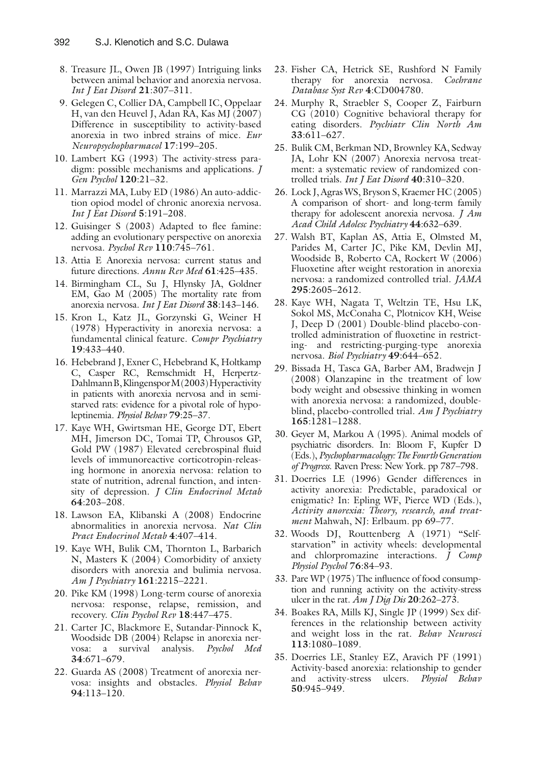8. Treasure JL, Owen JB (1997) Intriguing links between animal behavior and anorexia nervosa. *Int J Eat Disord* **21**:307–311.
9. Gelegen C, Collier DA, Campbell IC, Oppelaar H, van den Heuvel J, Adan RA, Kas MJ (2007) Difference in susceptibility to activity-based anorexia in two inbred strains of mice. *Eur Neuropsychopharmacol* **17**:199–205.
10. Lambert KG (1993) The activity-stress paradigm: possible mechanisms and applications. *J Gen Psychol* **120**:21–32.
11. Marrazzi MA, Luby ED (1986) An auto-addiction opioid model of chronic anorexia nervosa. *Int J Eat Disord* **5**:191–208.
12. Guisinger S (2003) Adapted to flee famine: adding an evolutionary perspective on anorexia nervosa. *Psychol Rev* **110**:745–761.
13. Attia E Anorexia nervosa: current status and future directions. *Annu Rev Med* **61**:425–435.
14. Birmingham CL, Su J, Hlynsky JA, Goldner EM, Gao M (2005) The mortality rate from anorexia nervosa. *Int J Eat Disord* **38**:143–146.
15. Kron L, Katz JL, Gorzynski G, Weiner H (1978) Hyperactivity in anorexia nervosa: a fundamental clinical feature. *Compr Psychiatry* **19**:433–440.
16. Hebebrand J, Exner C, Hebebrand K, Holtkamp C, Casper RC, Remschmidt H, Herpertz-Dahlmann B, Klingenspor M (2003) Hyperactivity in patients with anorexia nervosa and in semi-starved rats: evidence for a pivotal role of hypoleptinemia. *Physiol Behav* **79**:25–37.
17. Kaye WH, Gwirtsman HE, George DT, Ebert MH, Jimerson DC, Tomai TP, Chrousos GP, Gold PW (1987) Elevated cerebrospinal fluid levels of immunoreactive corticotropin-releasing hormone in anorexia nervosa: relation to state of nutrition, adrenal function, and intensity of depression. *J Clin Endocrinol Metab* **64**:203–208.
18. Lawson EA, Klibanski A (2008) Endocrine abnormalities in anorexia nervosa. *Nat Clin Pract Endocrinol Metab* **4**:407–414.
19. Kaye WH, Bulik CM, Thornton L, Barbarich N, Masters K (2004) Comorbidity of anxiety disorders with anorexia and bulimia nervosa. *Am J Psychiatry* **161**:2215–2221.
20. Pike KM (1998) Long-term course of anorexia nervosa: response, relapse, remission, and recovery. *Clin Psychol Rev* **18**:447–475.
21. Carter JC, Blackmore E, Sutandar-Pinnock K, Woodside DB (2004) Relapse in anorexia nervosa: a survival analysis. *Psychol Med* **34**:671–679.
22. Guarda AS (2008) Treatment of anorexia nervosa: insights and obstacles. *Physiol Behav* **94**:113–120.
23. Fisher CA, Hetrick SE, Rushford N Family therapy for anorexia nervosa. *Cochrane Database Syst Rev* **4**:CD004780.
24. Murphy R, Straebler S, Cooper Z, Fairburn CG (2010) Cognitive behavioral therapy for eating disorders. *Psychiatr Clin North Am* **33**:611–627.
25. Bulik CM, Berkman ND, Brownley KA, Sedway JA, Lohr KN (2007) Anorexia nervosa treatment: a systematic review of randomized controlled trials. *Int J Eat Disord* **40**:310–320.
26. Lock J, Agras WS, Bryson S, Kraemer HC (2005) A comparison of short- and long-term family therapy for adolescent anorexia nervosa. *J Am Acad Child Adolesc Psychiatry* **44**:632–639.
27. Walsh BT, Kaplan AS, Attia E, Olmsted M, Parides M, Carter JC, Pike KM, Devlin MJ, Woodside B, Roberto CA, Rockert W (2006) Fluoxetine after weight restoration in anorexia nervosa: a randomized controlled trial. *JAMA* **295**:2605–2612.
28. Kaye WH, Nagata T, Weltzin TE, Hsu LK, Sokol MS, McConaha C, Plotnicov KH, Weise J, Deep D (2001) Double-blind placebo-controlled administration of fluoxetine in restricting- and restricting-purging-type anorexia nervosa. *Biol Psychiatry* **49**:644–652.
29. Bissada H, Tasca GA, Barber AM, Bradwejn J (2008) Olanzapine in the treatment of low body weight and obsessive thinking in women with anorexia nervosa: a randomized, double-blind, placebo-controlled trial. *Am J Psychiatry* **165**:1281–1288.
30. Geyer M, Markou A (1995). Animal models of psychiatric disorders. In: Bloom F, Kupfer D (Eds.), *Psychopharmacology: The Fourth Generation of Progress.* Raven Press: New York. pp 787–798.
31. Doerries LE (1996) Gender differences in activity anorexia: Predictable, paradoxical or enigmatic? In: Epling WF, Pierce WD (Eds.), *Activity anorexia: Theory, research, and treatment* Mahwah, NJ: Erlbaum. pp 69–77.
32. Woods DJ, Routtenberg A (1971) "Self-starvation" in activity wheels: developmental and chlorpromazine interactions. *J Comp Physiol Psychol* **76**:84–93.
33. Pare WP (1975) The influence of food consumption and running activity on the activity-stress ulcer in the rat. *Am J Dig Dis* **20**:262–273.
34. Boakes RA, Mills KJ, Single JP (1999) Sex differences in the relationship between activity and weight loss in the rat. *Behav Neurosci* **113**:1080–1089.
35. Doerries LE, Stanley EZ, Aravich PF (1991) Activity-based anorexia: relationship to gender and activity-stress ulcers. *Physiol Behav* **50**:945–949.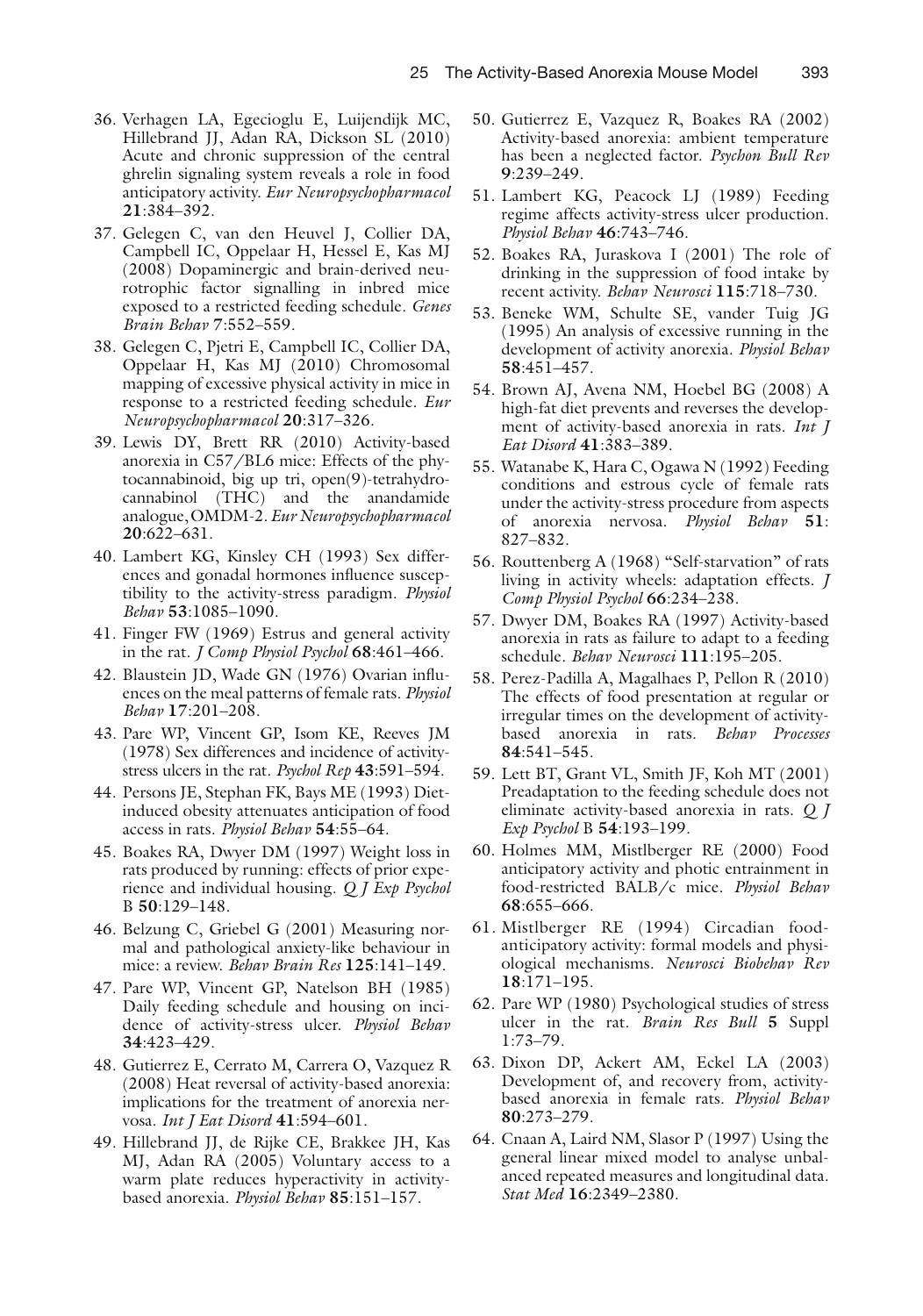36. Verhagen LA, Egecioglu E, Luijendijk MC, Hillebrand JJ, Adan RA, Dickson SL (2010) Acute and chronic suppression of the central ghrelin signaling system reveals a role in food anticipatory activity. *Eur Neuropsychopharmacol* **21**:384–392.
37. Gelegen C, van den Heuvel J, Collier DA, Campbell IC, Oppelaar H, Hessel E, Kas MJ (2008) Dopaminergic and brain-derived neurotrophic factor signalling in inbred mice exposed to a restricted feeding schedule. *Genes Brain Behav* **7**:552–559.
38. Gelegen C, Pjetri E, Campbell IC, Collier DA, Oppelaar H, Kas MJ (2010) Chromosomal mapping of excessive physical activity in mice in response to a restricted feeding schedule. *Eur Neuropsychopharmacol* **20**:317–326.
39. Lewis DY, Brett RR (2010) Activity-based anorexia in C57/BL6 mice: Effects of the phytocannabinoid, big up tri, open(9)-tetrahydrocannabinol (THC) and the anandamide analogue, OMDM-2. *Eur Neuropsychopharmacol* **20**:622–631.
40. Lambert KG, Kinsley CH (1993) Sex differences and gonadal hormones influence susceptibility to the activity-stress paradigm. *Physiol Behav* **53**:1085–1090.
41. Finger FW (1969) Estrus and general activity in the rat. *J Comp Physiol Psychol* **68**:461–466.
42. Blaustein JD, Wade GN (1976) Ovarian influences on the meal patterns of female rats. *Physiol Behav* **17**:201–208.
43. Pare WP, Vincent GP, Isom KE, Reeves JM (1978) Sex differences and incidence of activity-stress ulcers in the rat. *Psychol Rep* **43**:591–594.
44. Persons JE, Stephan FK, Bays ME (1993) Diet-induced obesity attenuates anticipation of food access in rats. *Physiol Behav* **54**:55–64.
45. Boakes RA, Dwyer DM (1997) Weight loss in rats produced by running: effects of prior experience and individual housing. *Q J Exp Psychol* B **50**:129–148.
46. Belzung C, Griebel G (2001) Measuring normal and pathological anxiety-like behaviour in mice: a review. *Behav Brain Res* **125**:141–149.
47. Pare WP, Vincent GP, Natelson BH (1985) Daily feeding schedule and housing on incidence of activity-stress ulcer. *Physiol Behav* **34**:423–429.
48. Gutierrez E, Cerrato M, Carrera O, Vazquez R (2008) Heat reversal of activity-based anorexia: implications for the treatment of anorexia nervosa. *Int J Eat Disord* **41**:594–601.
49. Hillebrand JJ, de Rijke CE, Brakkee JH, Kas MJ, Adan RA (2005) Voluntary access to a warm plate reduces hyperactivity in activity-based anorexia. *Physiol Behav* **85**:151–157.
50. Gutierrez E, Vazquez R, Boakes RA (2002) Activity-based anorexia: ambient temperature has been a neglected factor. *Psychon Bull Rev* **9**:239–249.
51. Lambert KG, Peacock LJ (1989) Feeding regime affects activity-stress ulcer production. *Physiol Behav* **46**:743–746.
52. Boakes RA, Juraskova I (2001) The role of drinking in the suppression of food intake by recent activity. *Behav Neurosci* **115**:718–730.
53. Beneke WM, Schulte SE, vander Tuig JG (1995) An analysis of excessive running in the development of activity anorexia. *Physiol Behav* **58**:451–457.
54. Brown AJ, Avena NM, Hoebel BG (2008) A high-fat diet prevents and reverses the development of activity-based anorexia in rats. *Int J Eat Disord* **41**:383–389.
55. Watanabe K, Hara C, Ogawa N (1992) Feeding conditions and estrous cycle of female rats under the activity-stress procedure from aspects of anorexia nervosa. *Physiol Behav* **51**: 827–832.
56. Routtenberg A (1968) "Self-starvation" of rats living in activity wheels: adaptation effects. *J Comp Physiol Psychol* **66**:234–238.
57. Dwyer DM, Boakes RA (1997) Activity-based anorexia in rats as failure to adapt to a feeding schedule. *Behav Neurosci* **111**:195–205.
58. Perez-Padilla A, Magalhaes P, Pellon R (2010) The effects of food presentation at regular or irregular times on the development of activity-based anorexia in rats. *Behav Processes* **84**:541–545.
59. Lett BT, Grant VL, Smith JF, Koh MT (2001) Preadaptation to the feeding schedule does not eliminate activity-based anorexia in rats. *Q J Exp Psychol* B **54**:193–199.
60. Holmes MM, Mistlberger RE (2000) Food anticipatory activity and photic entrainment in food-restricted BALB/c mice. *Physiol Behav* **68**:655–666.
61. Mistlberger RE (1994) Circadian food-anticipatory activity: formal models and physiological mechanisms. *Neurosci Biobehav Rev* **18**:171–195.
62. Pare WP (1980) Psychological studies of stress ulcer in the rat. *Brain Res Bull* **5** Suppl 1:73–79.
63. Dixon DP, Ackert AM, Eckel LA (2003) Development of, and recovery from, activity-based anorexia in female rats. *Physiol Behav* **80**:273–279.
64. Cnaan A, Laird NM, Slasor P (1997) Using the general linear mixed model to analyse unbalanced repeated measures and longitudinal data. *Stat Med* **16**:2349–2380.